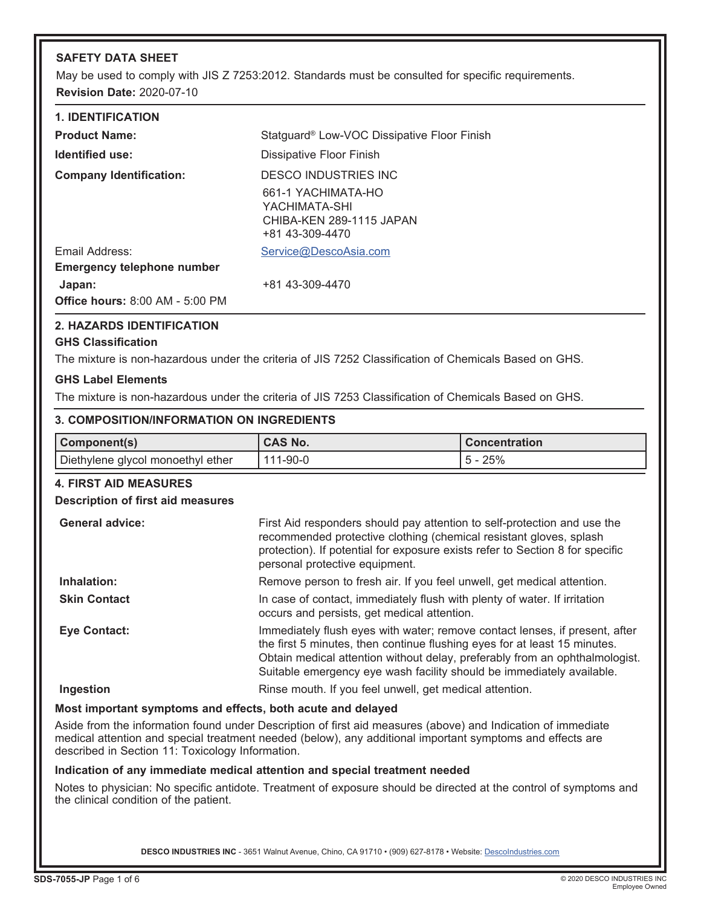# SAFETY DATA SHEET

May be used to comply with JIS Z 7253:2012. Standards must be consulted for specific requirements.

**Revision Date:** 2020-07-10

## 1. IDENTIFICATION

**Product Name:** Statguard® Low-VOC Dissipative Floor Finish

**Identified use:** Dissipative Floor Finish

**Company Identification:** DESCO INDUSTRIES INC
661-1 YACHIMATA-HO
YACHIMATA-SHI
CHIBA-KEN 289-1115 JAPAN
+81 43-309-4470

Email Address: Service@DescoAsia.com

**Emergency telephone number**

**Japan:** +81 43-309-4470

**Office hours:** 8:00 AM - 5:00 PM

## 2. HAZARDS IDENTIFICATION

### GHS Classification

The mixture is non-hazardous under the criteria of JIS 7252 Classification of Chemicals Based on GHS.

### GHS Label Elements

The mixture is non-hazardous under the criteria of JIS 7253 Classification of Chemicals Based on GHS.

## 3. COMPOSITION/INFORMATION ON INGREDIENTS

| Component(s) | CAS No. | Concentration |
|---|---|---|
| Diethylene glycol monoethyl ether | 111-90-0 | 5 - 25% |

## 4. FIRST AID MEASURES

### Description of first aid measures

**General advice:** First Aid responders should pay attention to self-protection and use the recommended protective clothing (chemical resistant gloves, splash protection). If potential for exposure exists refer to Section 8 for specific personal protective equipment.

**Inhalation:** Remove person to fresh air. If you feel unwell, get medical attention.

**Skin Contact** In case of contact, immediately flush with plenty of water. If irritation occurs and persists, get medical attention.

**Eye Contact:** Immediately flush eyes with water; remove contact lenses, if present, after the first 5 minutes, then continue flushing eyes for at least 15 minutes. Obtain medical attention without delay, preferably from an ophthalmologist. Suitable emergency eye wash facility should be immediately available.

**Ingestion** Rinse mouth. If you feel unwell, get medical attention.

### Most important symptoms and effects, both acute and delayed

Aside from the information found under Description of first aid measures (above) and Indication of immediate medical attention and special treatment needed (below), any additional important symptoms and effects are described in Section 11: Toxicology Information.

### Indication of any immediate medical attention and special treatment needed

Notes to physician: No specific antidote. Treatment of exposure should be directed at the control of symptoms and the clinical condition of the patient.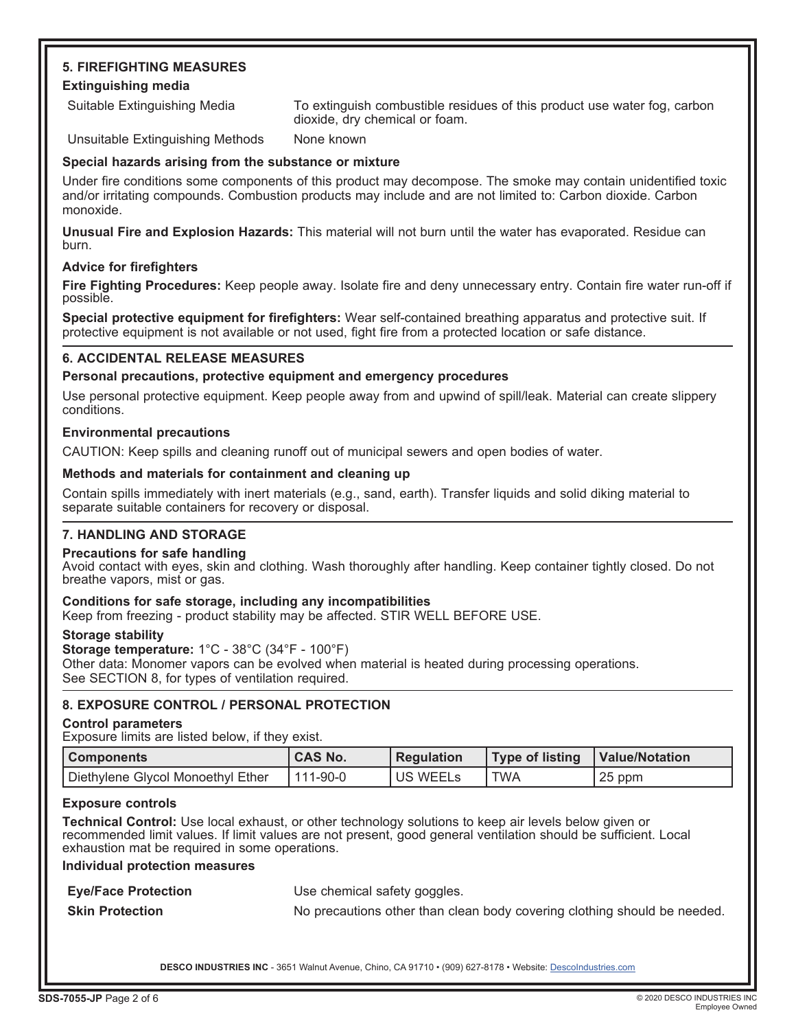## 5. FIREFIGHTING MEASURES

### Extinguishing media

| | |
|---|---|
| Suitable Extinguishing Media | To extinguish combustible residues of this product use water fog, carbon dioxide, dry chemical or foam. |
| Unsuitable Extinguishing Methods | None known |

### Special hazards arising from the substance or mixture

Under fire conditions some components of this product may decompose. The smoke may contain unidentified toxic and/or irritating compounds. Combustion products may include and are not limited to: Carbon dioxide. Carbon monoxide.

**Unusual Fire and Explosion Hazards:** This material will not burn until the water has evaporated. Residue can burn.

### Advice for firefighters

**Fire Fighting Procedures:** Keep people away. Isolate fire and deny unnecessary entry. Contain fire water run-off if possible.

**Special protective equipment for firefighters:** Wear self-contained breathing apparatus and protective suit. If protective equipment is not available or not used, fight fire from a protected location or safe distance.

## 6. ACCIDENTAL RELEASE MEASURES

### Personal precautions, protective equipment and emergency procedures

Use personal protective equipment. Keep people away from and upwind of spill/leak. Material can create slippery conditions.

### Environmental precautions

CAUTION: Keep spills and cleaning runoff out of municipal sewers and open bodies of water.

### Methods and materials for containment and cleaning up

Contain spills immediately with inert materials (e.g., sand, earth). Transfer liquids and solid diking material to separate suitable containers for recovery or disposal.

## 7. HANDLING AND STORAGE

### Precautions for safe handling

Avoid contact with eyes, skin and clothing. Wash thoroughly after handling. Keep container tightly closed. Do not breathe vapors, mist or gas.

### Conditions for safe storage, including any incompatibilities

Keep from freezing - product stability may be affected. STIR WELL BEFORE USE.

### Storage stability

**Storage temperature:** 1°C - 38°C (34°F - 100°F)
Other data: Monomer vapors can be evolved when material is heated during processing operations.
See SECTION 8, for types of ventilation required.

## 8. EXPOSURE CONTROL / PERSONAL PROTECTION

### Control parameters

Exposure limits are listed below, if they exist.

| Components | CAS No. | Regulation | Type of listing | Value/Notation |
|---|---|---|---|---|
| Diethylene Glycol Monoethyl Ether | 111-90-0 | US WEELs | TWA | 25 ppm |

### Exposure controls

**Technical Control:** Use local exhaust, or other technology solutions to keep air levels below given or recommended limit values. If limit values are not present, good general ventilation should be sufficient. Local exhaustion mat be required in some operations.

### Individual protection measures

| | |
|---|---|
| **Eye/Face Protection** | Use chemical safety goggles. |
| **Skin Protection** | No precautions other than clean body covering clothing should be needed. |

DESCO INDUSTRIES INC - 3651 Walnut Avenue, Chino, CA 91710 • (909) 627-8178 • Website: DescoIndustries.com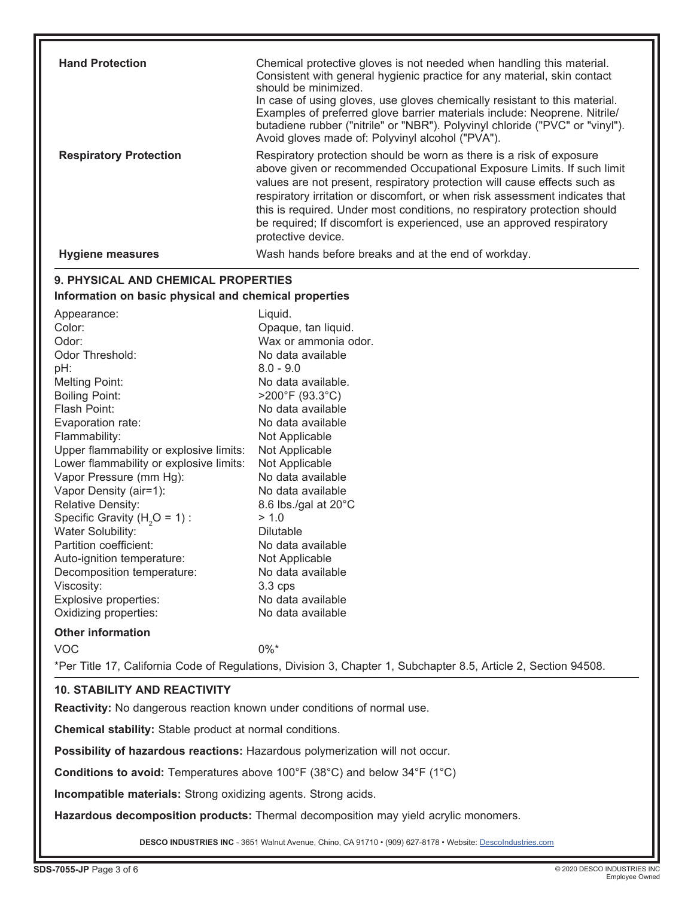| | |
|---|---|
| **Hand Protection** | Chemical protective gloves is not needed when handling this material. Consistent with general hygienic practice for any material, skin contact should be minimized. In case of using gloves, use gloves chemically resistant to this material. Examples of preferred glove barrier materials include: Neoprene. Nitrile/butadiene rubber ("nitrile" or "NBR"). Polyvinyl chloride ("PVC" or "vinyl"). Avoid gloves made of: Polyvinyl alcohol ("PVA"). |
| **Respiratory Protection** | Respiratory protection should be worn as there is a risk of exposure above given or recommended Occupational Exposure Limits. If such limit values are not present, respiratory protection will cause effects such as respiratory irritation or discomfort, or when risk assessment indicates that this is required. Under most conditions, no respiratory protection should be required; If discomfort is experienced, use an approved respiratory protective device. |
| **Hygiene measures** | Wash hands before breaks and at the end of workday. |

## 9. PHYSICAL AND CHEMICAL PROPERTIES

### Information on basic physical and chemical properties

| | |
|---|---|
| Appearance: | Liquid. |
| Color: | Opaque, tan liquid. |
| Odor: | Wax or ammonia odor. |
| Odor Threshold: | No data available |
| pH: | 8.0 - 9.0 |
| Melting Point: | No data available. |
| Boiling Point: | >200°F (93.3°C) |
| Flash Point: | No data available |
| Evaporation rate: | No data available |
| Flammability: | Not Applicable |
| Upper flammability or explosive limits: | Not Applicable |
| Lower flammability or explosive limits: | Not Applicable |
| Vapor Pressure (mm Hg): | No data available |
| Vapor Density (air=1): | No data available |
| Relative Density: | 8.6 lbs./gal at 20°C |
| Specific Gravity ($H_2O$ = 1) : | > 1.0 |
| Water Solubility: | Dilutable |
| Partition coefficient: | No data available |
| Auto-ignition temperature: | Not Applicable |
| Decomposition temperature: | No data available |
| Viscosity: | 3.3 cps |
| Explosive properties: | No data available |
| Oxidizing properties: | No data available |

### Other information

| | |
|---|---|
| VOC | 0%* |

*Per Title 17, California Code of Regulations, Division 3, Chapter 1, Subchapter 8.5, Article 2, Section 94508.

## 10. STABILITY AND REACTIVITY

**Reactivity:** No dangerous reaction known under conditions of normal use.

**Chemical stability:** Stable product at normal conditions.

**Possibility of hazardous reactions:** Hazardous polymerization will not occur.

**Conditions to avoid:** Temperatures above 100°F (38°C) and below 34°F (1°C)

**Incompatible materials:** Strong oxidizing agents. Strong acids.

**Hazardous decomposition products:** Thermal decomposition may yield acrylic monomers.

DESCO INDUSTRIES INC - 3651 Walnut Avenue, Chino, CA 91710 • (909) 627-8178 • Website: DescoIndustries.com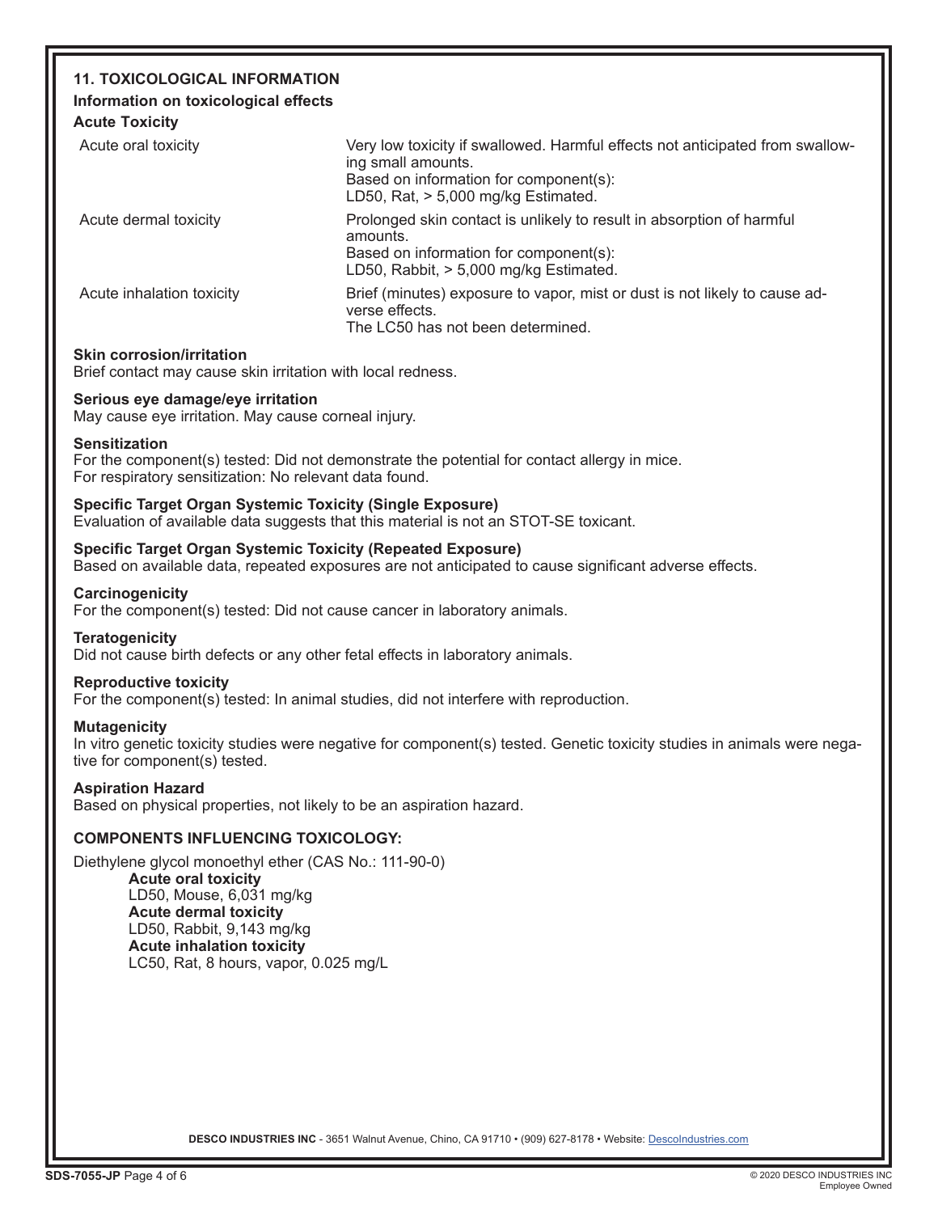## 11. TOXICOLOGICAL INFORMATION

### Information on toxicological effects

**Acute Toxicity**

| | |
|---|---|
| Acute oral toxicity | Very low toxicity if swallowed. Harmful effects not anticipated from swallowing small amounts. Based on information for component(s): LD50, Rat, > 5,000 mg/kg Estimated. |
| Acute dermal toxicity | Prolonged skin contact is unlikely to result in absorption of harmful amounts. Based on information for component(s): LD50, Rabbit, > 5,000 mg/kg Estimated. |
| Acute inhalation toxicity | Brief (minutes) exposure to vapor, mist or dust is not likely to cause adverse effects. The LC50 has not been determined. |

**Skin corrosion/irritation**
Brief contact may cause skin irritation with local redness.

**Serious eye damage/eye irritation**
May cause eye irritation. May cause corneal injury.

**Sensitization**
For the component(s) tested: Did not demonstrate the potential for contact allergy in mice.
For respiratory sensitization: No relevant data found.

**Specific Target Organ Systemic Toxicity (Single Exposure)**
Evaluation of available data suggests that this material is not an STOT-SE toxicant.

**Specific Target Organ Systemic Toxicity (Repeated Exposure)**
Based on available data, repeated exposures are not anticipated to cause significant adverse effects.

**Carcinogenicity**
For the component(s) tested: Did not cause cancer in laboratory animals.

**Teratogenicity**
Did not cause birth defects or any other fetal effects in laboratory animals.

**Reproductive toxicity**
For the component(s) tested: In animal studies, did not interfere with reproduction.

**Mutagenicity**
In vitro genetic toxicity studies were negative for component(s) tested. Genetic toxicity studies in animals were negative for component(s) tested.

**Aspiration Hazard**
Based on physical properties, not likely to be an aspiration hazard.

### COMPONENTS INFLUENCING TOXICOLOGY:

Diethylene glycol monoethyl ether (CAS No.: 111-90-0)

**Acute oral toxicity**
LD50, Mouse, 6,031 mg/kg
**Acute dermal toxicity**
LD50, Rabbit, 9,143 mg/kg
**Acute inhalation toxicity**
LC50, Rat, 8 hours, vapor, 0.025 mg/L

DESCO INDUSTRIES INC - 3651 Walnut Avenue, Chino, CA 91710 • (909) 627-8178 • Website: DescoIndustries.com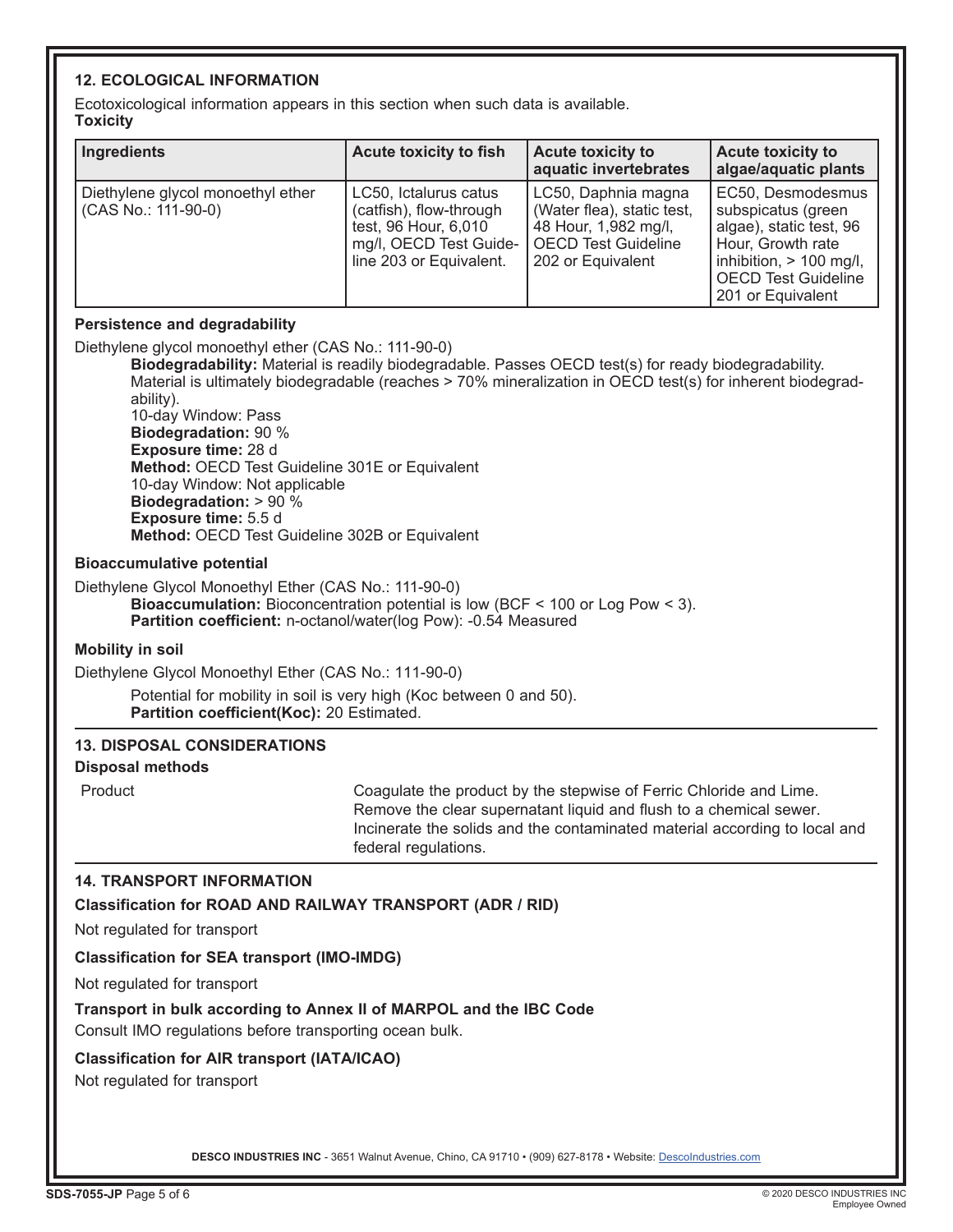## 12. ECOLOGICAL INFORMATION

Ecotoxicological information appears in this section when such data is available.

**Toxicity**

| Ingredients | Acute toxicity to fish | Acute toxicity to aquatic invertebrates | Acute toxicity to algae/aquatic plants |
|---|---|---|---|
| Diethylene glycol monoethyl ether (CAS No.: 111-90-0) | LC50, Ictalurus catus (catfish), flow-through test, 96 Hour, 6,010 mg/l, OECD Test Guideline 203 or Equivalent. | LC50, Daphnia magna (Water flea), static test, 48 Hour, 1,982 mg/l, OECD Test Guideline 202 or Equivalent | EC50, Desmodesmus subspicatus (green algae), static test, 96 Hour, Growth rate inhibition, > 100 mg/l, OECD Test Guideline 201 or Equivalent |

### Persistence and degradability

Diethylene glycol monoethyl ether (CAS No.: 111-90-0)

**Biodegradability:** Material is readily biodegradable. Passes OECD test(s) for ready biodegradability. Material is ultimately biodegradable (reaches > 70% mineralization in OECD test(s) for inherent biodegradability).
10-day Window: Pass
**Biodegradation:** 90 %
**Exposure time:** 28 d
**Method:** OECD Test Guideline 301E or Equivalent
10-day Window: Not applicable
**Biodegradation:** > 90 %
**Exposure time:** 5.5 d
**Method:** OECD Test Guideline 302B or Equivalent

### Bioaccumulative potential

Diethylene Glycol Monoethyl Ether (CAS No.: 111-90-0)

**Bioaccumulation:** Bioconcentration potential is low (BCF < 100 or Log Pow < 3).
**Partition coefficient:** n-octanol/water(log Pow): -0.54 Measured

### Mobility in soil

Diethylene Glycol Monoethyl Ether (CAS No.: 111-90-0)

Potential for mobility in soil is very high (Koc between 0 and 50).
**Partition coefficient(Koc):** 20 Estimated.

## 13. DISPOSAL CONSIDERATIONS

### Disposal methods

| | |
|---|---|
| Product | Coagulate the product by the stepwise of Ferric Chloride and Lime. Remove the clear supernatant liquid and flush to a chemical sewer. Incinerate the solids and the contaminated material according to local and federal regulations. |

## 14. TRANSPORT INFORMATION

### Classification for ROAD AND RAILWAY TRANSPORT (ADR / RID)

Not regulated for transport

### Classification for SEA transport (IMO-IMDG)

Not regulated for transport

### Transport in bulk according to Annex II of MARPOL and the IBC Code

Consult IMO regulations before transporting ocean bulk.

### Classification for AIR transport (IATA/ICAO)

Not regulated for transport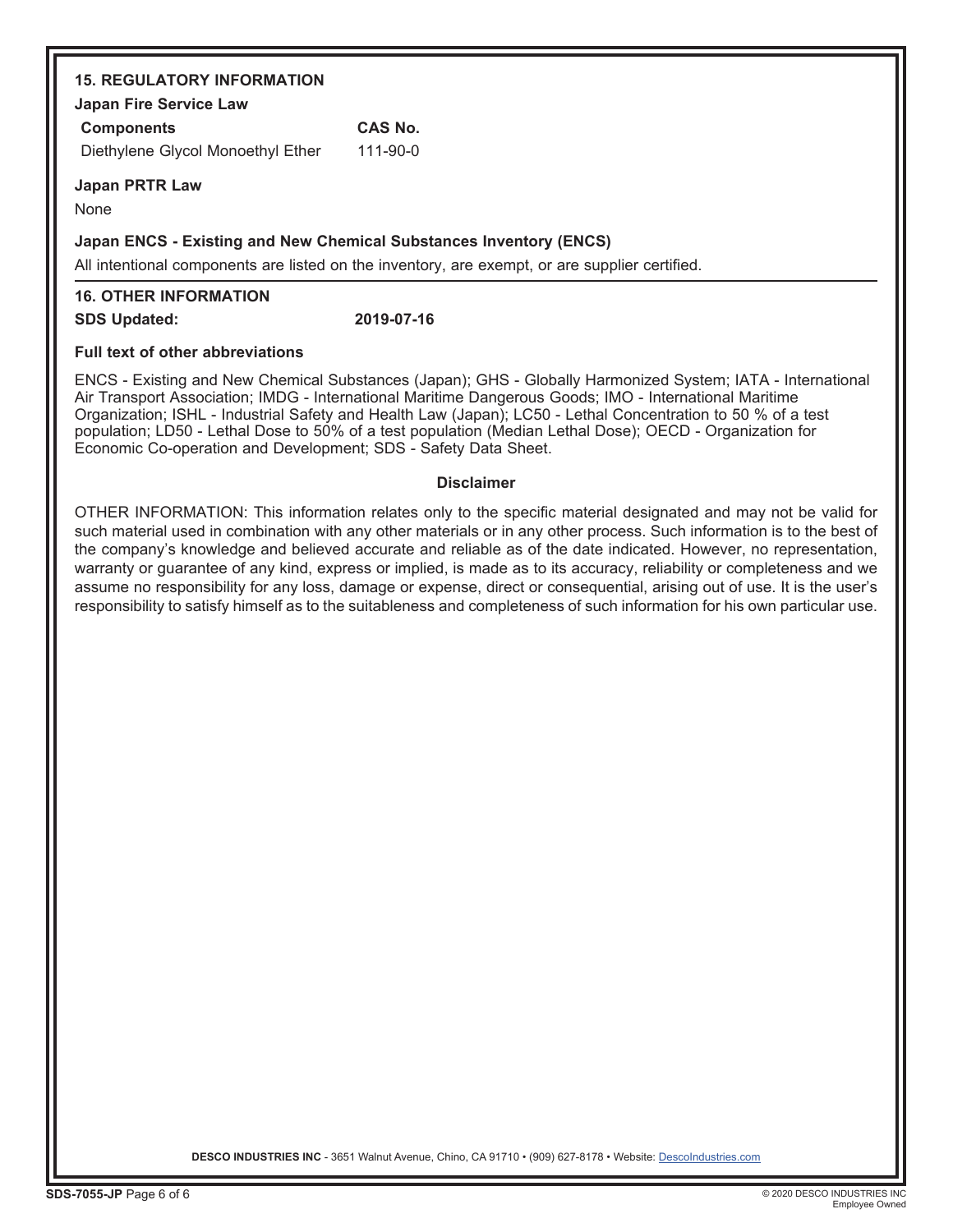## 15. REGULATORY INFORMATION

### Japan Fire Service Law

| Components | CAS No. |
| --- | --- |
| Diethylene Glycol Monoethyl Ether | 111-90-0 |

### Japan PRTR Law

None

### Japan ENCS - Existing and New Chemical Substances Inventory (ENCS)

All intentional components are listed on the inventory, are exempt, or are supplier certified.

## 16. OTHER INFORMATION

**SDS Updated:** **2019-07-16**

### Full text of other abbreviations

ENCS - Existing and New Chemical Substances (Japan); GHS - Globally Harmonized System; IATA - International Air Transport Association; IMDG - International Maritime Dangerous Goods; IMO - International Maritime Organization; ISHL - Industrial Safety and Health Law (Japan); LC50 - Lethal Concentration to 50 % of a test population; LD50 - Lethal Dose to 50% of a test population (Median Lethal Dose); OECD - Organization for Economic Co-operation and Development; SDS - Safety Data Sheet.

### Disclaimer

OTHER INFORMATION: This information relates only to the specific material designated and may not be valid for such material used in combination with any other materials or in any other process. Such information is to the best of the company's knowledge and believed accurate and reliable as of the date indicated. However, no representation, warranty or guarantee of any kind, express or implied, is made as to its accuracy, reliability or completeness and we assume no responsibility for any loss, damage or expense, direct or consequential, arising out of use. It is the user's responsibility to satisfy himself as to the suitableness and completeness of such information for his own particular use.